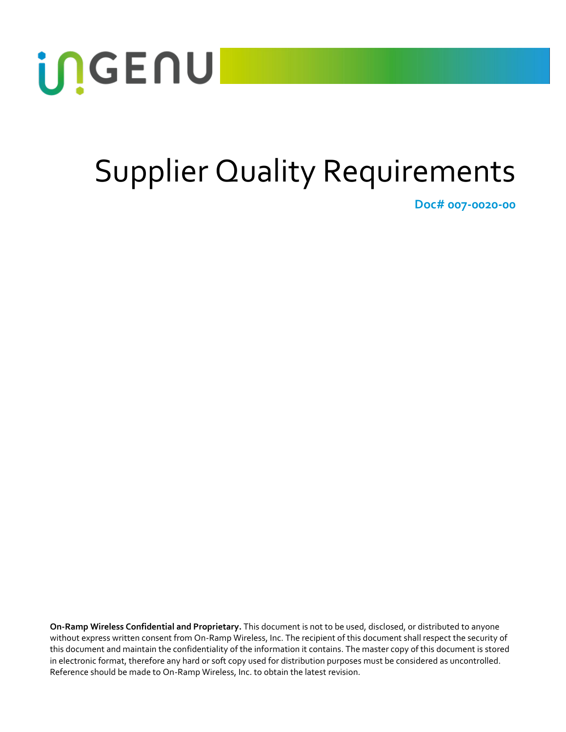# Supplier Quality Requirements

**Doc# 007-0020-00**

**On-Ramp Wireless Confidential and Proprietary.** This document is not to be used, disclosed, or distributed to anyone without express written consent from On-Ramp Wireless, Inc. The recipient of this document shall respect the security of this document and maintain the confidentiality of the information it contains. The master copy of this document is stored in electronic format, therefore any hard or soft copy used for distribution purposes must be considered as uncontrolled. Reference should be made to On-Ramp Wireless, Inc. to obtain the latest revision.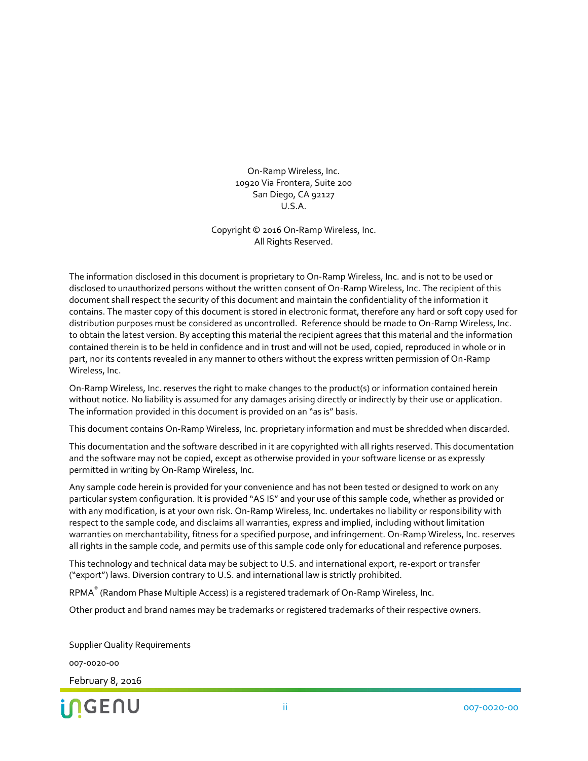On-Ramp Wireless, Inc.
10920 Via Frontera, Suite 200
San Diego, CA 92127
U.S.A.

Copyright © 2016 On-Ramp Wireless, Inc.
All Rights Reserved.

The information disclosed in this document is proprietary to On-Ramp Wireless, Inc. and is not to be used or disclosed to unauthorized persons without the written consent of On-Ramp Wireless, Inc. The recipient of this document shall respect the security of this document and maintain the confidentiality of the information it contains. The master copy of this document is stored in electronic format, therefore any hard or soft copy used for distribution purposes must be considered as uncontrolled. Reference should be made to On-Ramp Wireless, Inc. to obtain the latest version. By accepting this material the recipient agrees that this material and the information contained therein is to be held in confidence and in trust and will not be used, copied, reproduced in whole or in part, nor its contents revealed in any manner to others without the express written permission of On-Ramp Wireless, Inc.

On-Ramp Wireless, Inc. reserves the right to make changes to the product(s) or information contained herein without notice. No liability is assumed for any damages arising directly or indirectly by their use or application. The information provided in this document is provided on an "as is" basis.

This document contains On-Ramp Wireless, Inc. proprietary information and must be shredded when discarded.

This documentation and the software described in it are copyrighted with all rights reserved. This documentation and the software may not be copied, except as otherwise provided in your software license or as expressly permitted in writing by On-Ramp Wireless, Inc.

Any sample code herein is provided for your convenience and has not been tested or designed to work on any particular system configuration. It is provided "AS IS" and your use of this sample code, whether as provided or with any modification, is at your own risk. On-Ramp Wireless, Inc. undertakes no liability or responsibility with respect to the sample code, and disclaims all warranties, express and implied, including without limitation warranties on merchantability, fitness for a specified purpose, and infringement. On-Ramp Wireless, Inc. reserves all rights in the sample code, and permits use of this sample code only for educational and reference purposes.

This technology and technical data may be subject to U.S. and international export, re-export or transfer ("export") laws. Diversion contrary to U.S. and international law is strictly prohibited.

RPMA® (Random Phase Multiple Access) is a registered trademark of On-Ramp Wireless, Inc.

Other product and brand names may be trademarks or registered trademarks of their respective owners.

Supplier Quality Requirements

007-0020-00

February 8, 2016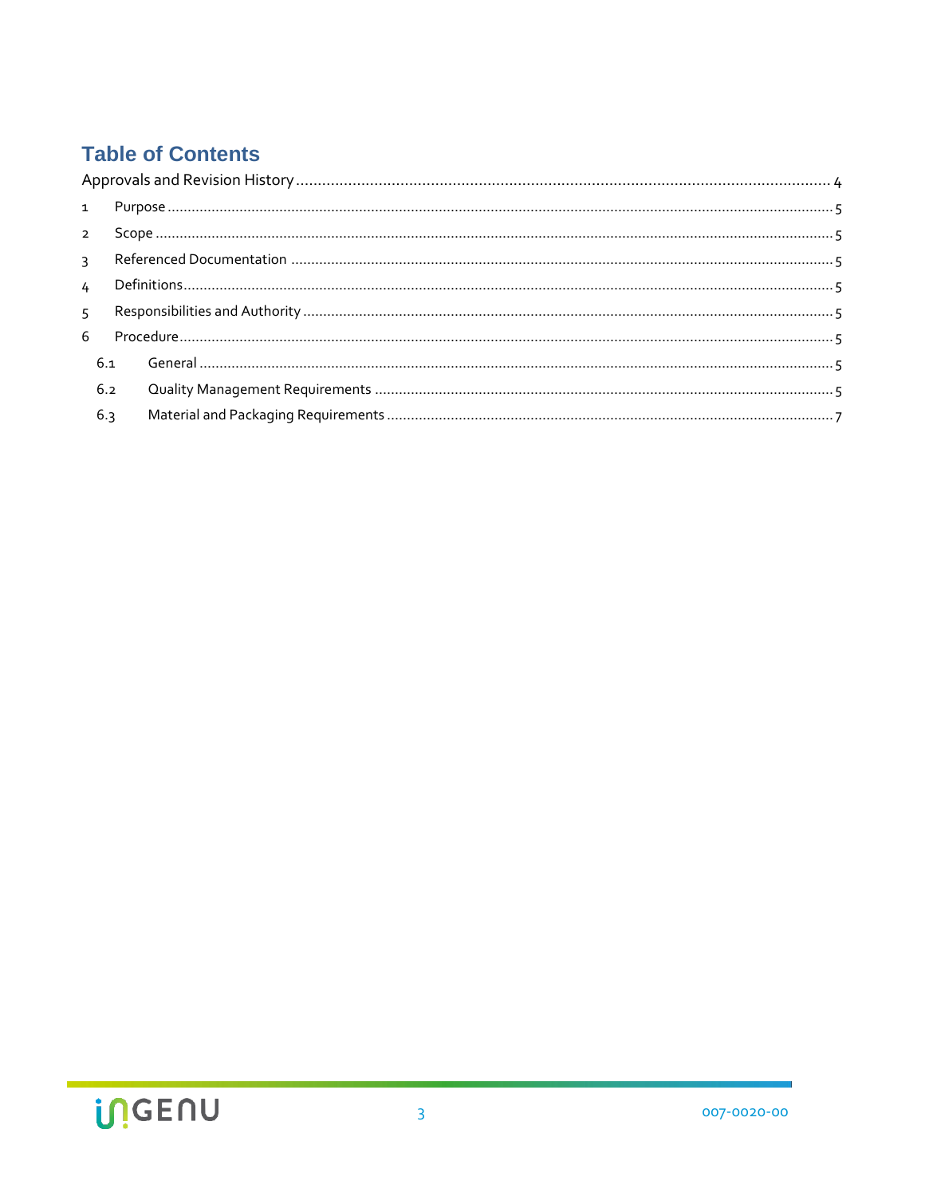# Table of Contents

Approvals and Revision History ........................................ 4

1 Purpose ........................................ 5

2 Scope ........................................ 5

3 Referenced Documentation ........................................ 5

4 Definitions ........................................ 5

5 Responsibilities and Authority ........................................ 5

6 Procedure ........................................ 5

6.1 General ........................................ 5

6.2 Quality Management Requirements ........................................ 5

6.3 Material and Packaging Requirements ........................................ 7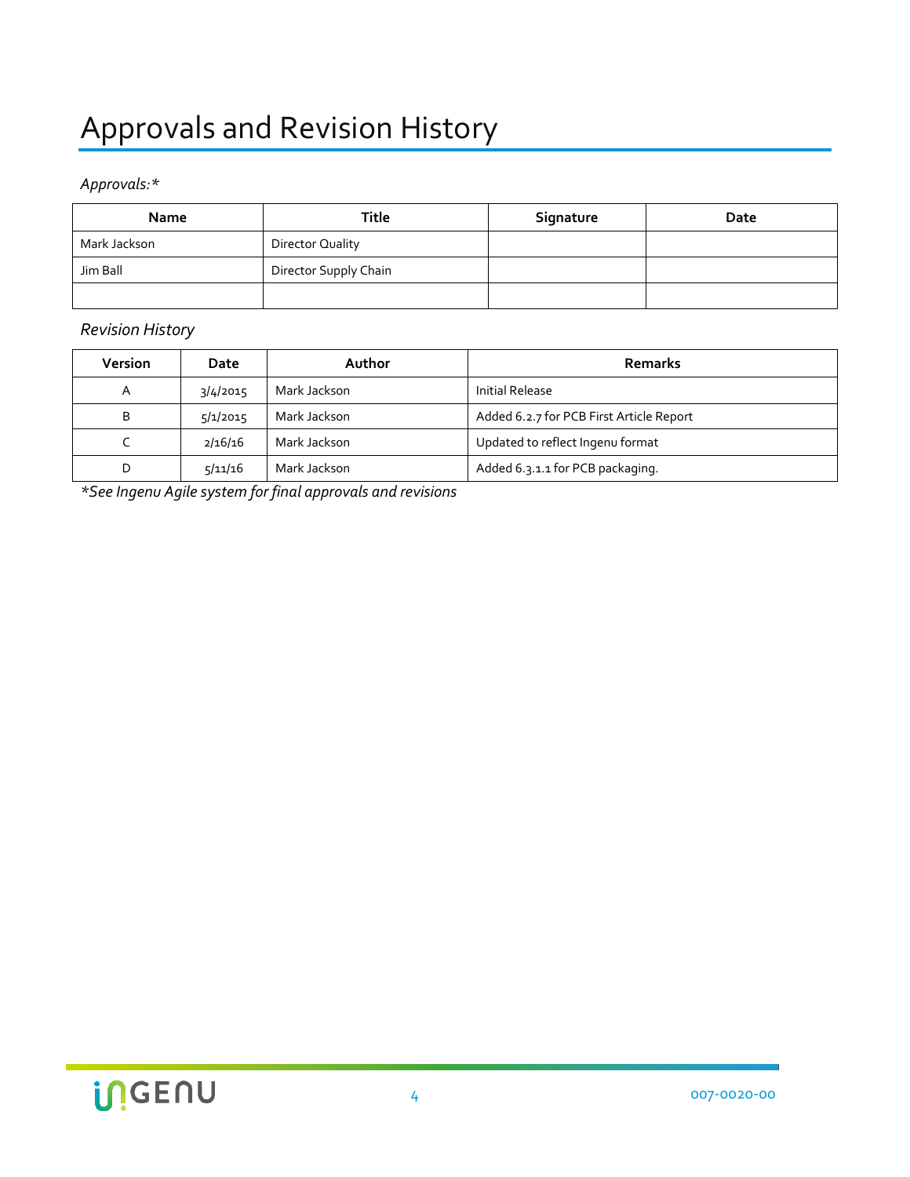# Approvals and Revision History

*Approvals:**

| Name | Title | Signature | Date |
|---|---|---|---|
| Mark Jackson | Director Quality | | |
| Jim Ball | Director Supply Chain | | |
| | | | |

*Revision History*

| Version | Date | Author | Remarks |
|---|---|---|---|
| A | 3/4/2015 | Mark Jackson | Initial Release |
| B | 5/1/2015 | Mark Jackson | Added 6.2.7 for PCB First Article Report |
| C | 2/16/16 | Mark Jackson | Updated to reflect Ingenu format |
| D | 5/11/16 | Mark Jackson | Added 6.3.1.1 for PCB packaging. |

**See Ingenu Agile system for final approvals and revisions*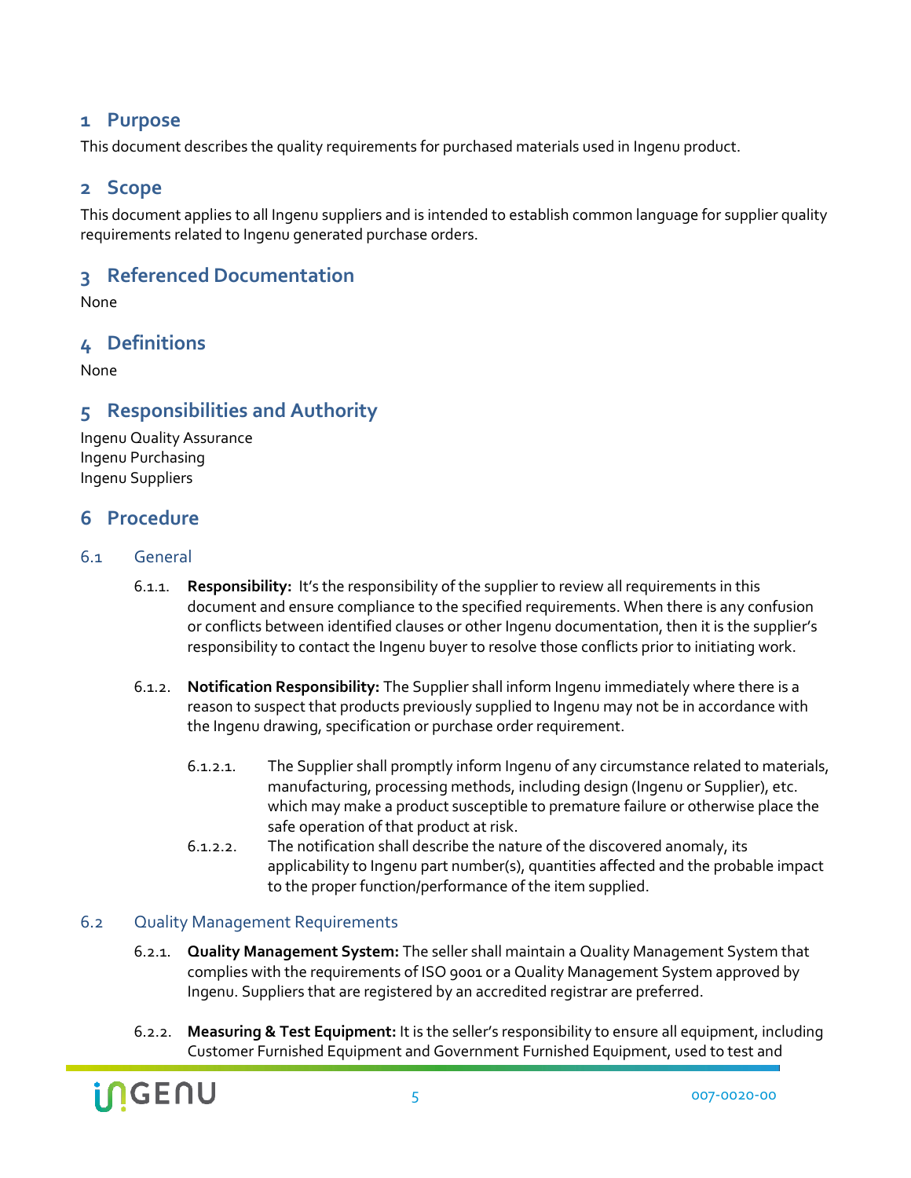# 1 Purpose

This document describes the quality requirements for purchased materials used in Ingenu product.

# 2 Scope

This document applies to all Ingenu suppliers and is intended to establish common language for supplier quality requirements related to Ingenu generated purchase orders.

# 3 Referenced Documentation

None

# 4 Definitions

None

# 5 Responsibilities and Authority

Ingenu Quality Assurance
Ingenu Purchasing
Ingenu Suppliers

# 6 Procedure

## 6.1 General

6.1.1. **Responsibility:** It's the responsibility of the supplier to review all requirements in this document and ensure compliance to the specified requirements. When there is any confusion or conflicts between identified clauses or other Ingenu documentation, then it is the supplier's responsibility to contact the Ingenu buyer to resolve those conflicts prior to initiating work.

6.1.2. **Notification Responsibility:** The Supplier shall inform Ingenu immediately where there is a reason to suspect that products previously supplied to Ingenu may not be in accordance with the Ingenu drawing, specification or purchase order requirement.

6.1.2.1. The Supplier shall promptly inform Ingenu of any circumstance related to materials, manufacturing, processing methods, including design (Ingenu or Supplier), etc. which may make a product susceptible to premature failure or otherwise place the safe operation of that product at risk.

6.1.2.2. The notification shall describe the nature of the discovered anomaly, its applicability to Ingenu part number(s), quantities affected and the probable impact to the proper function/performance of the item supplied.

## 6.2 Quality Management Requirements

6.2.1. **Quality Management System:** The seller shall maintain a Quality Management System that complies with the requirements of ISO 9001 or a Quality Management System approved by Ingenu. Suppliers that are registered by an accredited registrar are preferred.

6.2.2. **Measuring & Test Equipment:** It is the seller's responsibility to ensure all equipment, including Customer Furnished Equipment and Government Furnished Equipment, used to test and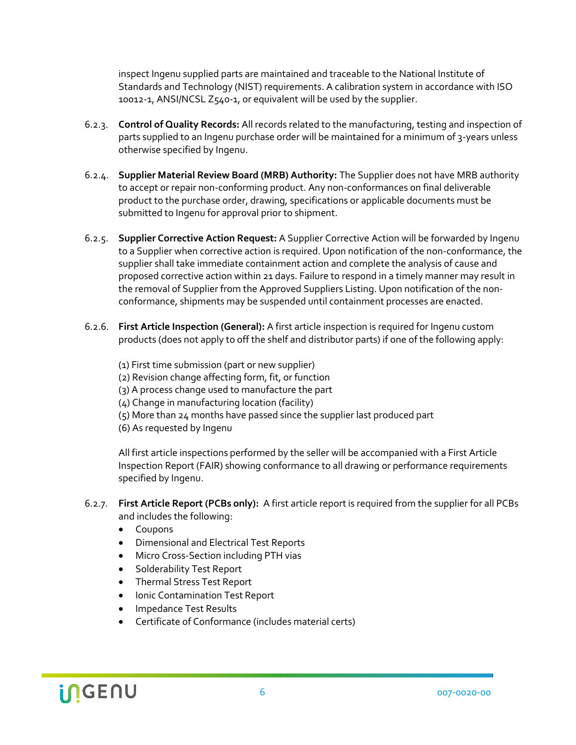inspect Ingenu supplied parts are maintained and traceable to the National Institute of Standards and Technology (NIST) requirements. A calibration system in accordance with ISO 10012-1, ANSI/NCSL Z540-1, or equivalent will be used by the supplier.

6.2.3. **Control of Quality Records:** All records related to the manufacturing, testing and inspection of parts supplied to an Ingenu purchase order will be maintained for a minimum of 3-years unless otherwise specified by Ingenu.

6.2.4. **Supplier Material Review Board (MRB) Authority:** The Supplier does not have MRB authority to accept or repair non-conforming product. Any non-conformances on final deliverable product to the purchase order, drawing, specifications or applicable documents must be submitted to Ingenu for approval prior to shipment.

6.2.5. **Supplier Corrective Action Request:** A Supplier Corrective Action will be forwarded by Ingenu to a Supplier when corrective action is required. Upon notification of the non-conformance, the supplier shall take immediate containment action and complete the analysis of cause and proposed corrective action within 21 days. Failure to respond in a timely manner may result in the removal of Supplier from the Approved Suppliers Listing. Upon notification of the non-conformance, shipments may be suspended until containment processes are enacted.

6.2.6. **First Article Inspection (General):** A first article inspection is required for Ingenu custom products (does not apply to off the shelf and distributor parts) if one of the following apply:

(1) First time submission (part or new supplier)
(2) Revision change affecting form, fit, or function
(3) A process change used to manufacture the part
(4) Change in manufacturing location (facility)
(5) More than 24 months have passed since the supplier last produced part
(6) As requested by Ingenu

All first article inspections performed by the seller will be accompanied with a First Article Inspection Report (FAIR) showing conformance to all drawing or performance requirements specified by Ingenu.

6.2.7. **First Article Report (PCBs only):** A first article report is required from the supplier for all PCBs and includes the following:

- Coupons
- Dimensional and Electrical Test Reports
- Micro Cross-Section including PTH vias
- Solderability Test Report
- Thermal Stress Test Report
- Ionic Contamination Test Report
- Impedance Test Results
- Certificate of Conformance (includes material certs)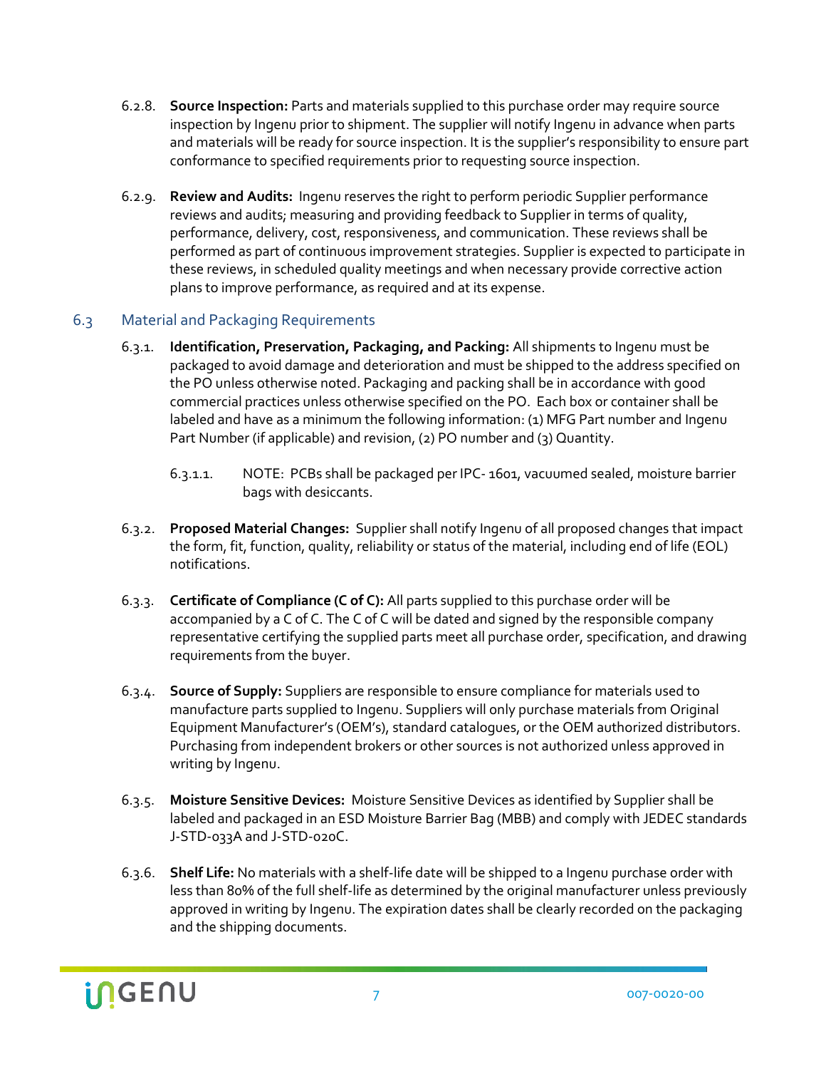6.2.8. **Source Inspection:** Parts and materials supplied to this purchase order may require source inspection by Ingenu prior to shipment. The supplier will notify Ingenu in advance when parts and materials will be ready for source inspection. It is the supplier's responsibility to ensure part conformance to specified requirements prior to requesting source inspection.

6.2.9. **Review and Audits:** Ingenu reserves the right to perform periodic Supplier performance reviews and audits; measuring and providing feedback to Supplier in terms of quality, performance, delivery, cost, responsiveness, and communication. These reviews shall be performed as part of continuous improvement strategies. Supplier is expected to participate in these reviews, in scheduled quality meetings and when necessary provide corrective action plans to improve performance, as required and at its expense.

## 6.3 Material and Packaging Requirements

6.3.1. **Identification, Preservation, Packaging, and Packing:** All shipments to Ingenu must be packaged to avoid damage and deterioration and must be shipped to the address specified on the PO unless otherwise noted. Packaging and packing shall be in accordance with good commercial practices unless otherwise specified on the PO. Each box or container shall be labeled and have as a minimum the following information: (1) MFG Part number and Ingenu Part Number (if applicable) and revision, (2) PO number and (3) Quantity.

6.3.1.1. NOTE: PCBs shall be packaged per IPC- 1601, vacuumed sealed, moisture barrier bags with desiccants.

6.3.2. **Proposed Material Changes:** Supplier shall notify Ingenu of all proposed changes that impact the form, fit, function, quality, reliability or status of the material, including end of life (EOL) notifications.

6.3.3. **Certificate of Compliance (C of C):** All parts supplied to this purchase order will be accompanied by a C of C. The C of C will be dated and signed by the responsible company representative certifying the supplied parts meet all purchase order, specification, and drawing requirements from the buyer.

6.3.4. **Source of Supply:** Suppliers are responsible to ensure compliance for materials used to manufacture parts supplied to Ingenu. Suppliers will only purchase materials from Original Equipment Manufacturer's (OEM's), standard catalogues, or the OEM authorized distributors. Purchasing from independent brokers or other sources is not authorized unless approved in writing by Ingenu.

6.3.5. **Moisture Sensitive Devices:** Moisture Sensitive Devices as identified by Supplier shall be labeled and packaged in an ESD Moisture Barrier Bag (MBB) and comply with JEDEC standards J-STD-033A and J-STD-020C.

6.3.6. **Shelf Life:** No materials with a shelf-life date will be shipped to a Ingenu purchase order with less than 80% of the full shelf-life as determined by the original manufacturer unless previously approved in writing by Ingenu. The expiration dates shall be clearly recorded on the packaging and the shipping documents.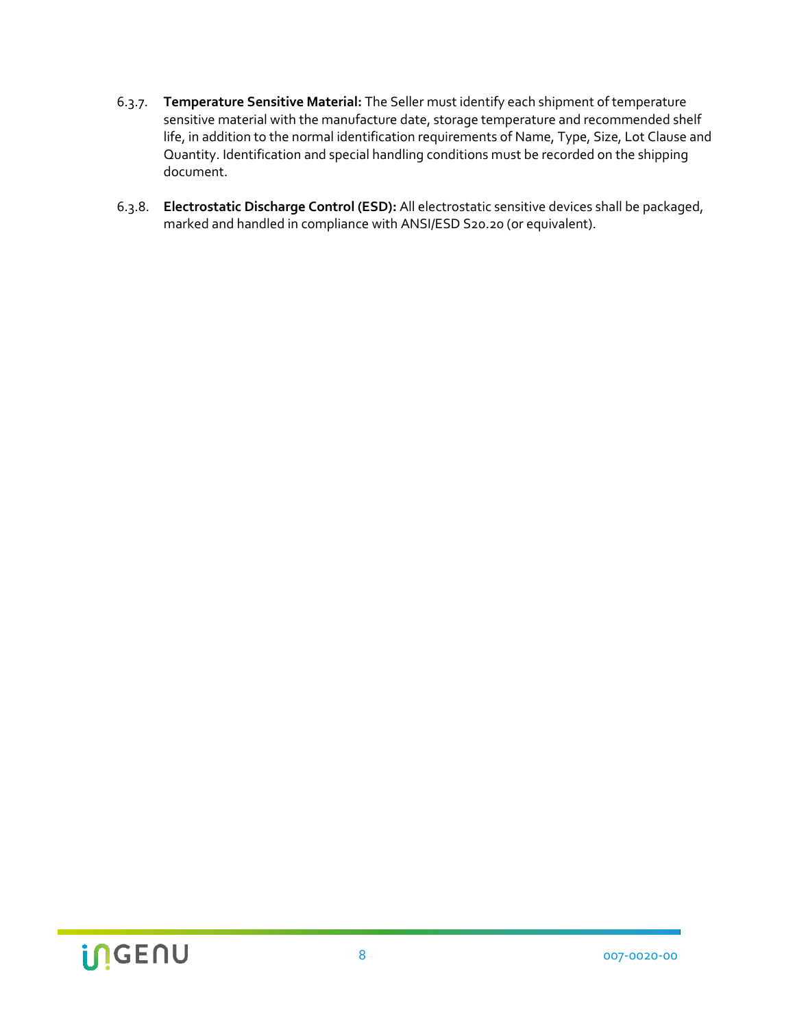6.3.7. **Temperature Sensitive Material:** The Seller must identify each shipment of temperature sensitive material with the manufacture date, storage temperature and recommended shelf life, in addition to the normal identification requirements of Name, Type, Size, Lot Clause and Quantity. Identification and special handling conditions must be recorded on the shipping document.

6.3.8. **Electrostatic Discharge Control (ESD):** All electrostatic sensitive devices shall be packaged, marked and handled in compliance with ANSI/ESD S20.20 (or equivalent).